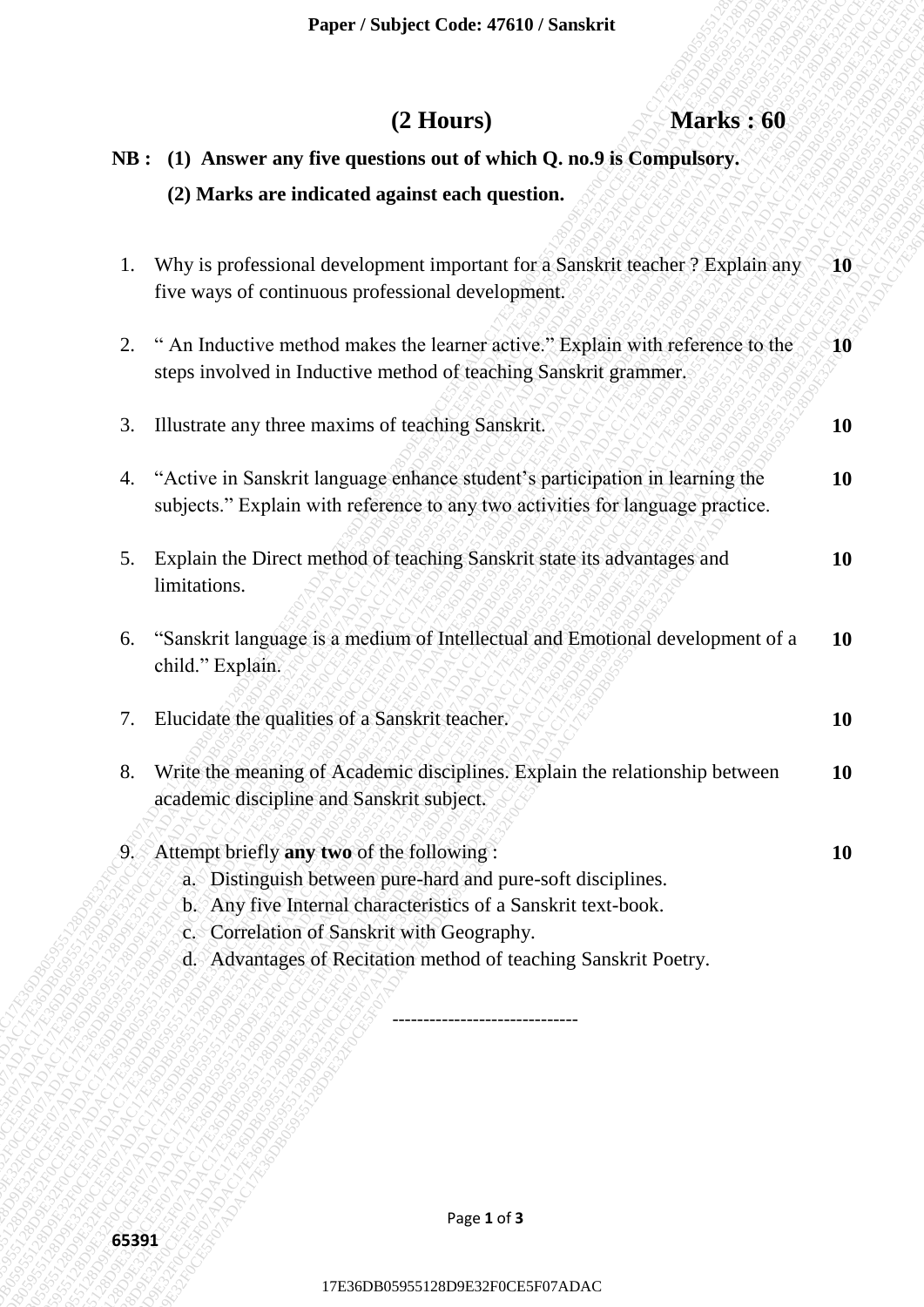**Paper / Subject Code: 47610 / Sanskrit**

**(2 Hours)** **Marks : 60**

**NB : (1) Answer any five questions out of which Q. no.9 is Compulsory.**

**(2) Marks are indicated against each question.**

1. Why is professional development important for a Sanskrit teacher ? Explain any five ways of continuous professional development. **10**

2. " An Inductive method makes the learner active." Explain with reference to the steps involved in Inductive method of teaching Sanskrit grammer. **10**

3. Illustrate any three maxims of teaching Sanskrit. **10**

4. "Active in Sanskrit language enhance student's participation in learning the subjects." Explain with reference to any two activities for language practice. **10**

5. Explain the Direct method of teaching Sanskrit state its advantages and limitations. **10**

6. "Sanskrit language is a medium of Intellectual and Emotional development of a child." Explain. **10**

7. Elucidate the qualities of a Sanskrit teacher. **10**

8. Write the meaning of Academic disciplines. Explain the relationship between academic discipline and Sanskrit subject. **10**

9. Attempt briefly **any two** of the following : **10**
   a. Distinguish between pure-hard and pure-soft disciplines.
   b. Any five Internal characteristics of a Sanskrit text-book.
   c. Correlation of Sanskrit with Geography.
   d. Advantages of Recitation method of teaching Sanskrit Poetry.

-----------------------------

65391

17E36DB05955128D9E32F0CE5F07ADAC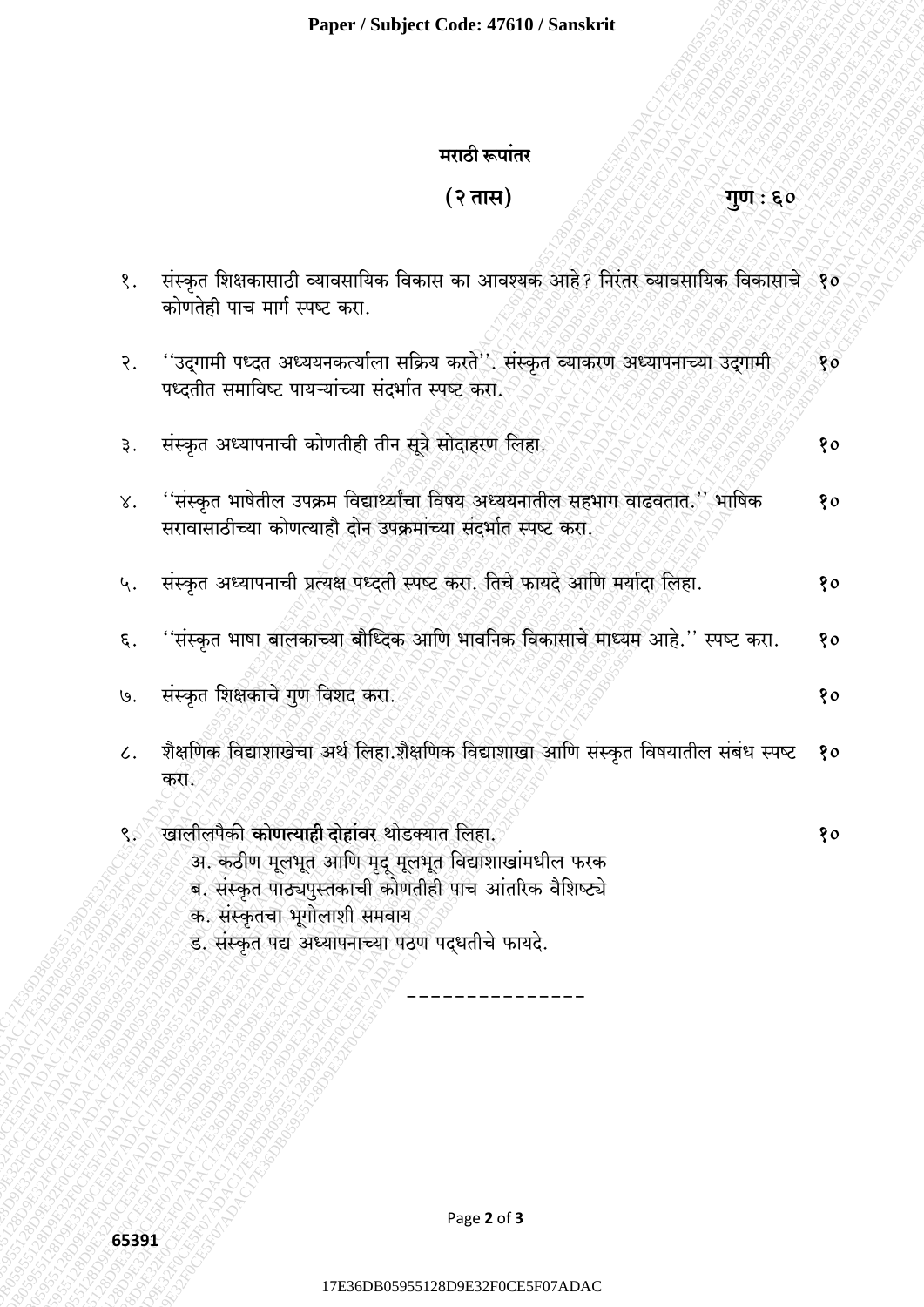# मराठी रूपांतर

**(२ तास)** **गुण : ६०**

१. संस्कृत शिक्षकासाठी व्यावसायिक विकास का आवश्यक आहे? निरंतर व्यावसायिक विकासाचे कोणतेही पाच मार्ग स्पष्ट करा. **१०**

२. ''उद्गामी पध्दत अध्ययनकर्त्याला सक्रिय करते''. संस्कृत व्याकरण अध्यापनाच्या उद्गामी पध्दतीत समाविष्ट पायऱ्यांच्या संदर्भात स्पष्ट करा. **१०**

३. संस्कृत अध्यापनाची कोणतीही तीन सूत्रे सोदाहरण लिहा. **१०**

४. ''संस्कृत भाषेतील उपक्रम विद्यार्थ्यांचा विषय अध्ययनातील सहभाग वाढवतात.'' भाषिक सरावासाठीच्या कोणत्याही दोन उपक्रमांच्या संदर्भात स्पष्ट करा. **१०**

५. संस्कृत अध्यापनाची प्रत्यक्ष पध्दती स्पष्ट करा. तिचे फायदे आणि मर्यादा लिहा. **१०**

६. ''संस्कृत भाषा बालकाच्या बौध्दिक आणि भावनिक विकासाचे माध्यम आहे.'' स्पष्ट करा. **१०**

७. संस्कृत शिक्षकाचे गुण विशद करा. **१०**

८. शैक्षणिक विद्याशाखेचा अर्थ लिहा.शैक्षणिक विद्याशाखा आणि संस्कृत विषयातील संबंध स्पष्ट करा. **१०**

९. खालीलपैकी **कोणत्याही दोहांवर** थोडक्यात लिहा. **१०**

अ. कठीण मूलभूत आणि मृदू मूलभूत विद्याशाखांमधील फरक

ब. संस्कृत पाठ्यपुस्तकाची कोणतीही पाच आंतरिक वैशिष्ट्ये

क. संस्कृतचा भूगोलाशी समवाय

ड. संस्कृत पद्य अध्यापनाच्या पठण पद्धतीचे फायदे.

---------------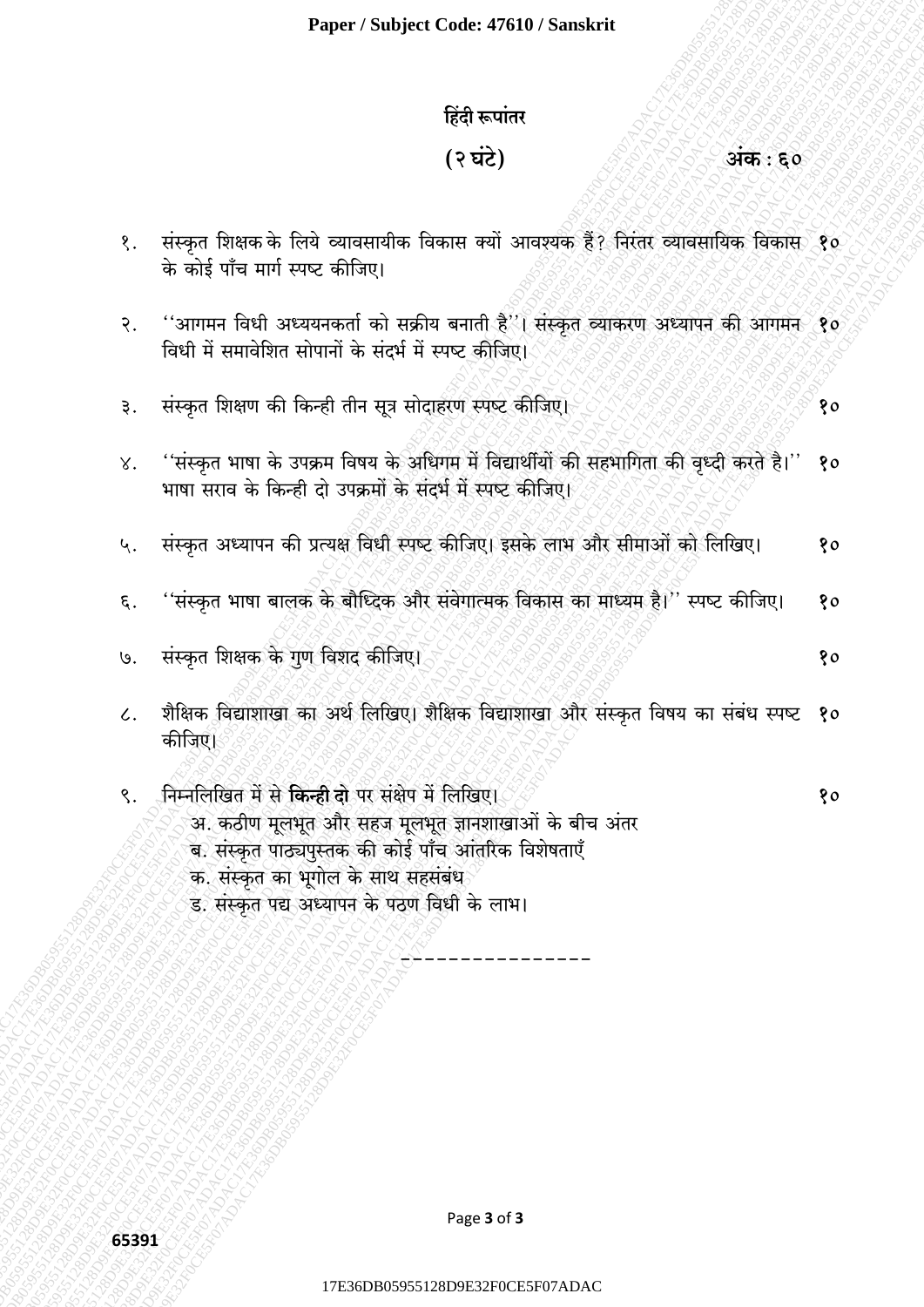**Paper / Subject Code: 47610 / Sanskrit**

## हिंदी रूपांतर

**(२ घंटे)** **अंक : ६०**

१. संस्कृत शिक्षक के लिये व्यावसायीक विकास क्यों आवश्यक हैं? निरंतर व्यावसायिक विकास के कोई पाँच मार्ग स्पष्ट कीजिए। **१०**

२. ''आगमन विधी अध्ययनकर्ता को सक्रीय बनाती है''। संस्कृत व्याकरण अध्यापन की आगमन विधी में समावेशित सोपानों के संदर्भ में स्पष्ट कीजिए। **१०**

३. संस्कृत शिक्षण की किन्ही तीन सूत्र सोदाहरण स्पष्ट कीजिए। **१०**

४. ''संस्कृत भाषा के उपक्रम विषय के अधिगम में विद्यार्थीयों की सहभागिता की वृध्दी करते है।'' भाषा सराव के किन्ही दो उपक्रमों के संदर्भ में स्पष्ट कीजिए। **१०**

५. संस्कृत अध्यापन की प्रत्यक्ष विधी स्पष्ट कीजिए। इसके लाभ और सीमाओं को लिखिए। **१०**

६. ''संस्कृत भाषा बालक के बौध्दिक और संवेगात्मक विकास का माध्यम है।'' स्पष्ट कीजिए। **१०**

७. संस्कृत शिक्षक के गुण विशद कीजिए। **१०**

८. शैक्षिक विद्याशाखा का अर्थ लिखिए। शैक्षिक विद्याशाखा और संस्कृत विषय का संबंध स्पष्ट कीजिए। **१०**

९. निम्नलिखित में से **किन्ही दो** पर संक्षेप में लिखिए। **१०**
   - अ. कठीण मूलभूत और सहज मूलभूत ज्ञानशाखाओं के बीच अंतर
   - ब. संस्कृत पाठ्यपुस्तक की कोई पाँच आंतरिक विशेषताएँ
   - क. संस्कृत का भूगोल के साथ सहसंबंध
   - ड. संस्कृत पद्य अध्यापन के पठण विधी के लाभ।

\_\_\_\_\_\_\_\_\_\_\_\_\_\_\_\_